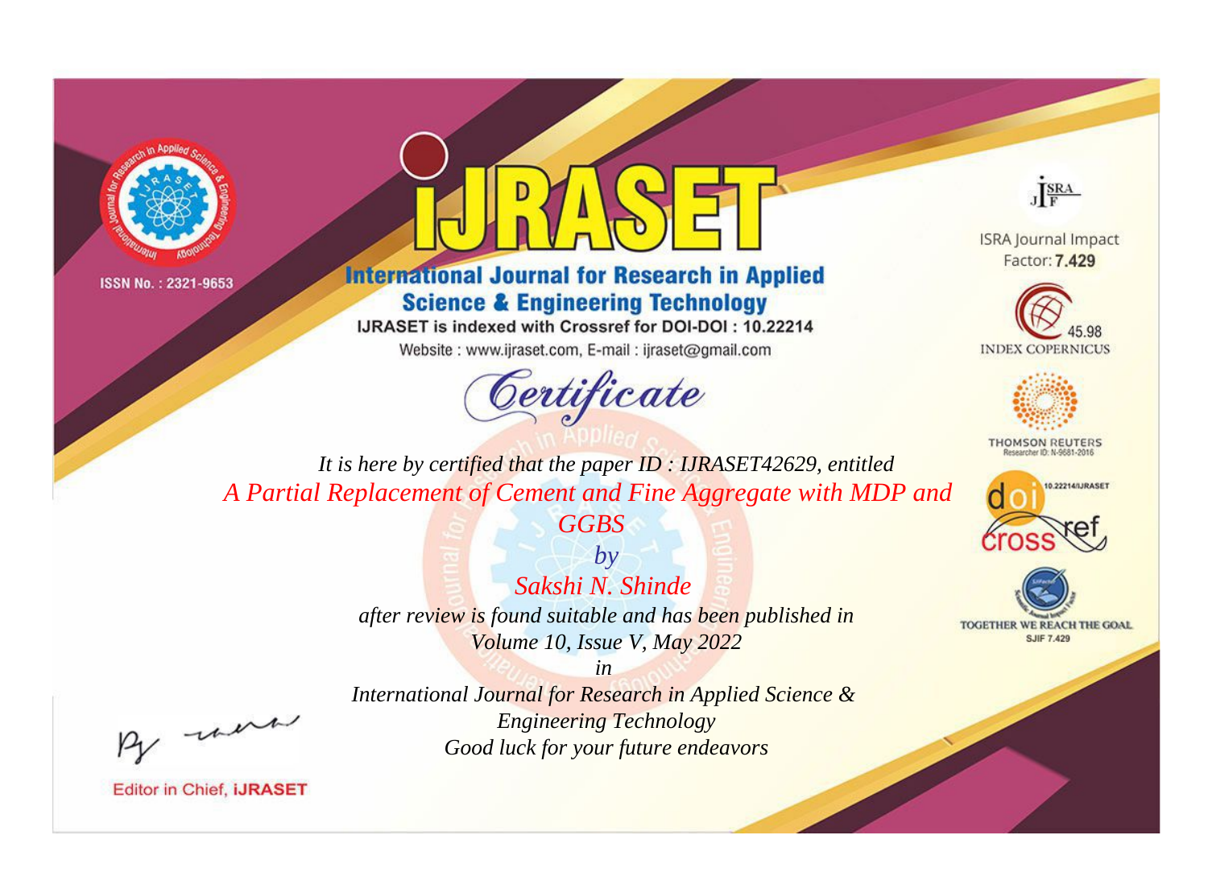ISSN No. : 2321-9653

# iJRASET

## International Journal for Research in Applied Science & Engineering Technology

IJRASET is indexed with Crossref for DOI-DOI : 10.22214

Website : www.ijraset.com, E-mail : ijraset@gmail.com

ISRA Journal Impact Factor: **7.429**

45.98 INDEX COPERNICUS

THOMSON REUTERS Researcher ID: N-9681-2016

10.22214/IJRASET

TOGETHER WE REACH THE GOAL SJIF 7.429

# *Certificate*

*It is here by certified that the paper ID : IJRASET42629, entitled*

*A Partial Replacement of Cement and Fine Aggregate with MDP and GGBS*

*by*

*Sakshi N. Shinde*

*after review is found suitable and has been published in*

*Volume 10, Issue V, May 2022*

*in*

*International Journal for Research in Applied Science & Engineering Technology*

*Good luck for your future endeavors*

Editor in Chief, **iJRASET**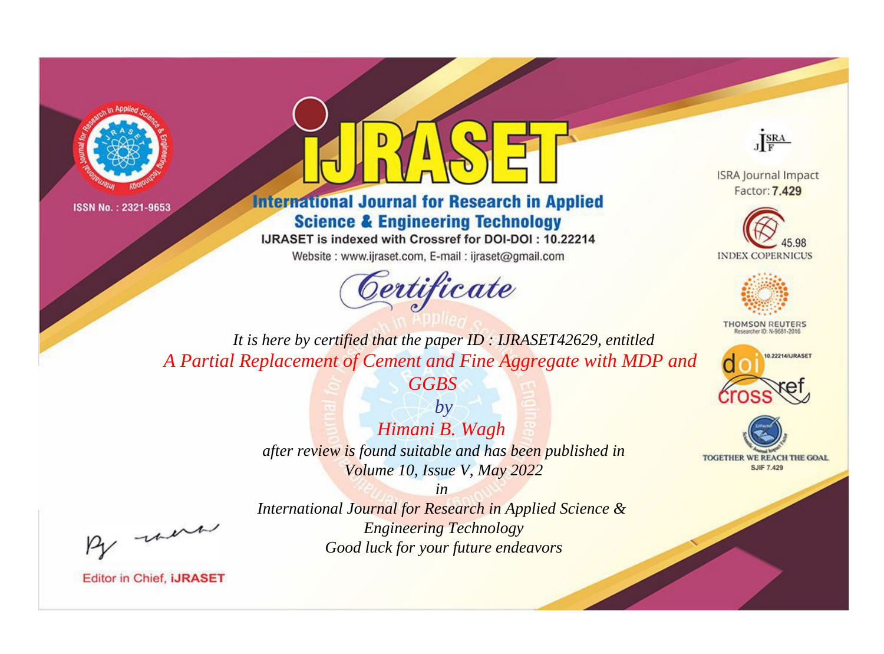ISSN No. : 2321-9653

# iJRASET

## International Journal for Research in Applied Science & Engineering Technology

IJRASET is indexed with Crossref for DOI-DOI : 10.22214

Website : www.ijraset.com, E-mail : ijraset@gmail.com

ISRA Journal Impact Factor: **7.429**

45.98 INDEX COPERNICUS

THOMSON REUTERS Researcher ID: N-9681-2016

10.22214/IJRASET

TOGETHER WE REACH THE GOAL SJIF 7.429

# *Certificate*

*It is here by certified that the paper ID : IJRASET42629, entitled*

*A Partial Replacement of Cement and Fine Aggregate with MDP and GGBS*

*by*

*Himani B. Wagh*

*after review is found suitable and has been published in*

*Volume 10, Issue V, May 2022*

*in*

*International Journal for Research in Applied Science & Engineering Technology*

*Good luck for your future endeavors*

Editor in Chief, **iJRASET**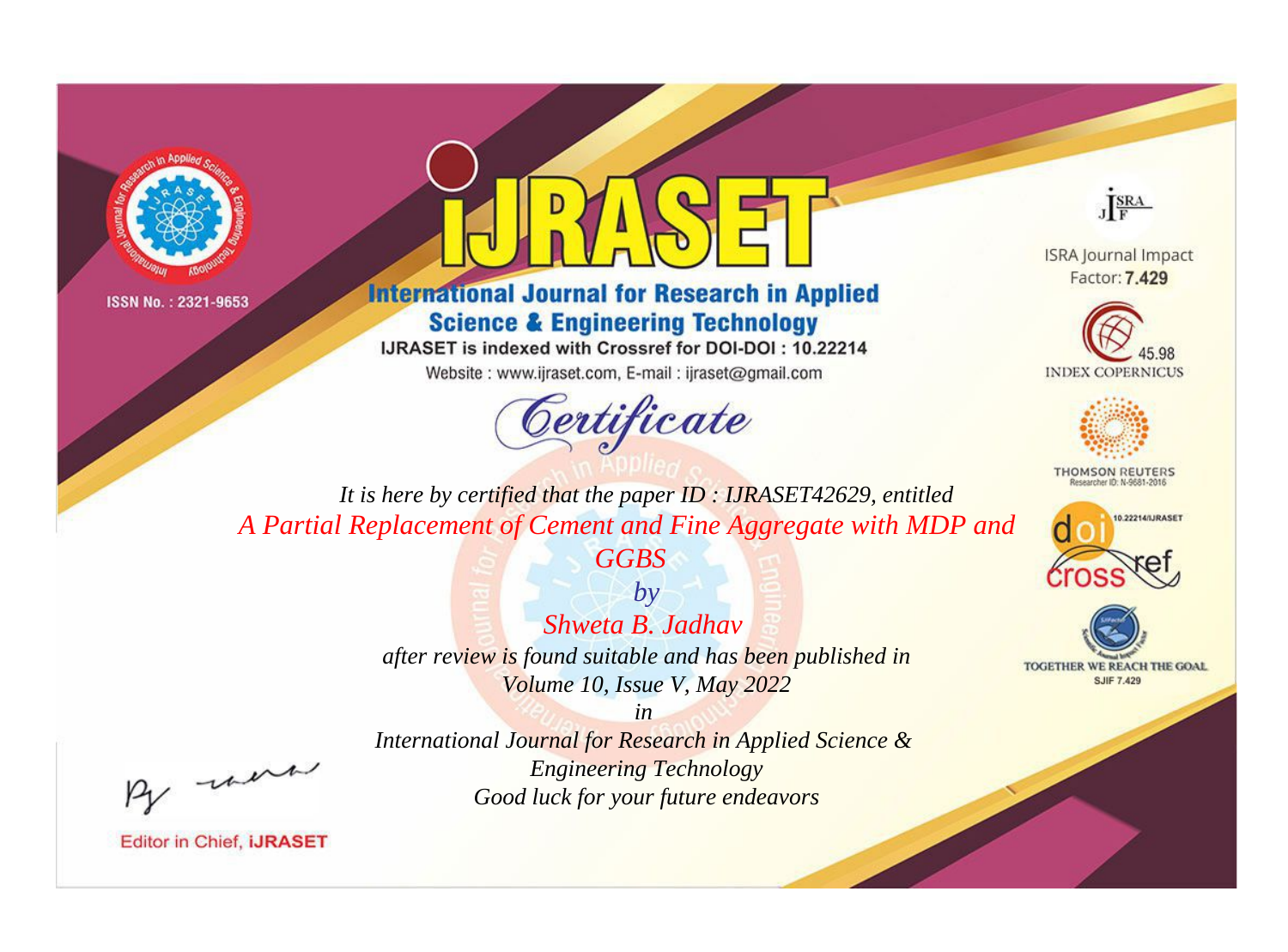ISSN No. : 2321-9653

# iJRASET

## International Journal for Research in Applied Science & Engineering Technology

IJRASET is indexed with Crossref for DOI-DOI : 10.22214

Website : www.ijraset.com, E-mail : ijraset@gmail.com

ISRA Journal Impact Factor: **7.429**

45.98 INDEX COPERNICUS

THOMSON REUTERS Researcher ID: N-9681-2016

10.22214/IJRASET

TOGETHER WE REACH THE GOAL SJIF 7.429

# *Certificate*

*It is here by certified that the paper ID : IJRASET42629, entitled*

*A Partial Replacement of Cement and Fine Aggregate with MDP and GGBS*

*by*

*Shweta B. Jadhav*

*after review is found suitable and has been published in*

*Volume 10, Issue V, May 2022*

*in*

*International Journal for Research in Applied Science & Engineering Technology*

*Good luck for your future endeavors*

Editor in Chief, iJRASET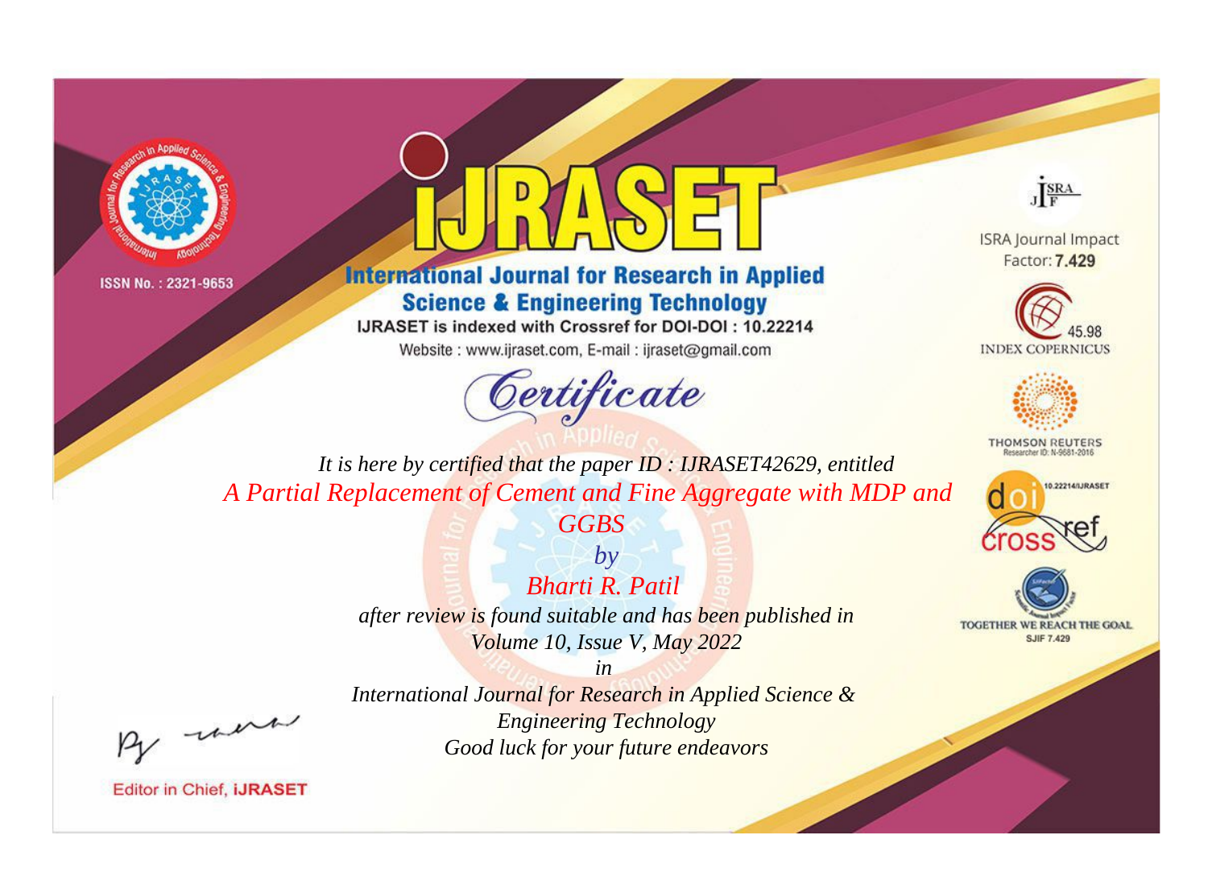ISSN No. : 2321-9653

# iJRASET

## International Journal for Research in Applied Science & Engineering Technology

IJRASET is indexed with Crossref for DOI-DOI : 10.22214

Website : www.ijraset.com, E-mail : ijraset@gmail.com

ISRA Journal Impact Factor: **7.429**

45.98 INDEX COPERNICUS

THOMSON REUTERS Researcher ID: N-9681-2016

10.22214/IJRASET

TOGETHER WE REACH THE GOAL SJIF 7.429

*Certificate*

*It is here by certified that the paper ID : IJRASET42629, entitled*

*A Partial Replacement of Cement and Fine Aggregate with MDP and GGBS*

*by*

*Bharti R. Patil*

*after review is found suitable and has been published in*

*Volume 10, Issue V, May 2022*

*in*

*International Journal for Research in Applied Science & Engineering Technology*

*Good luck for your future endeavors*

Editor in Chief, iJRASET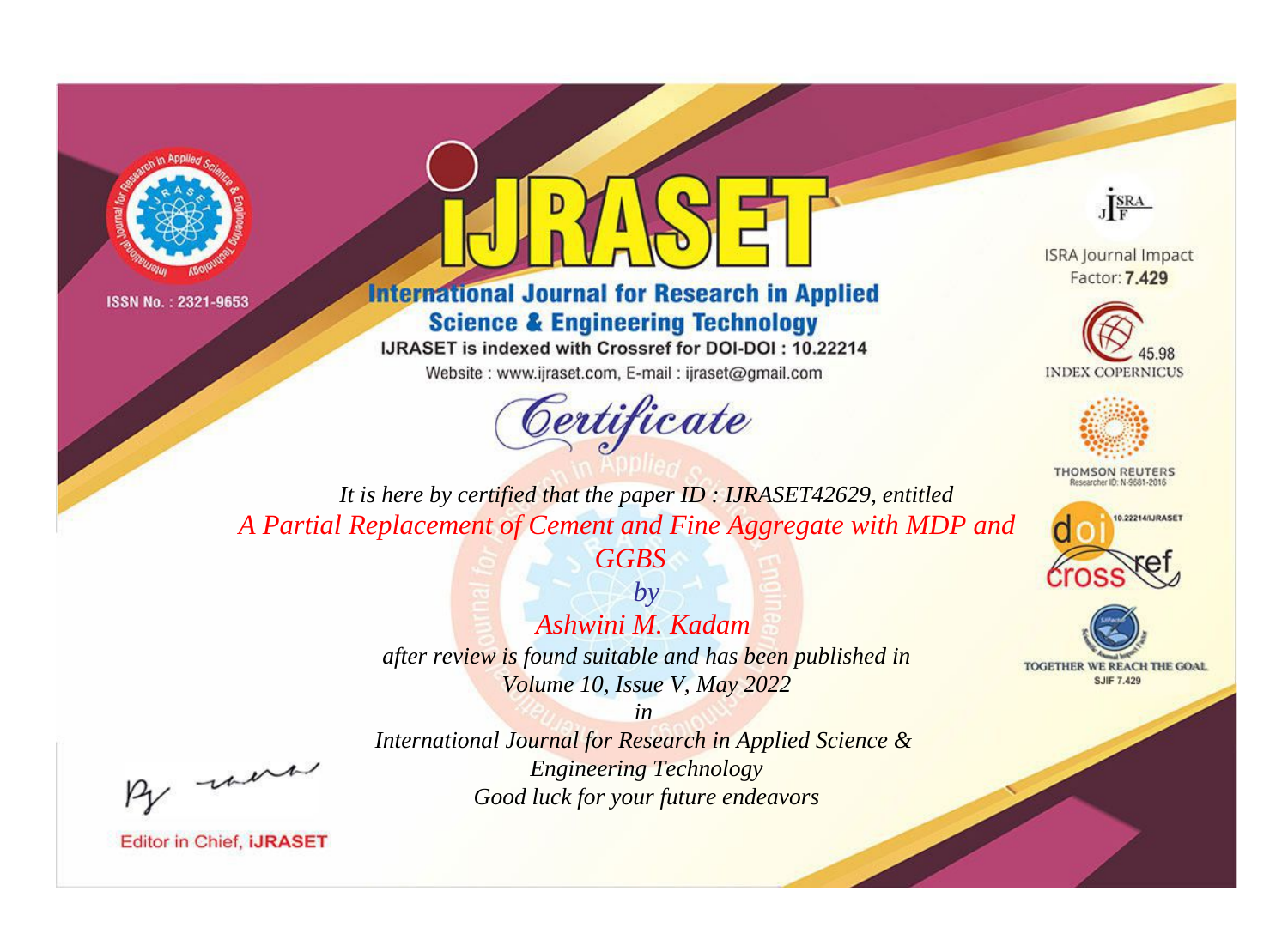ISSN No. : 2321-9653

# iJRASET

**International Journal for Research in Applied Science & Engineering Technology**

IJRASET is indexed with Crossref for DOI-DOI : 10.22214

Website : www.ijraset.com, E-mail : ijraset@gmail.com

ISRA Journal Impact Factor: **7.429**

45.98 INDEX COPERNICUS

THOMSON REUTERS Researcher ID: N-9681-2016

10.22214/IJRASET

TOGETHER WE REACH THE GOAL SJIF 7.429

## *Certificate*

*It is here by certified that the paper ID : IJRASET42629, entitled*

*A Partial Replacement of Cement and Fine Aggregate with MDP and GGBS*

*by*

*Ashwini M. Kadam*

*after review is found suitable and has been published in*

*Volume 10, Issue V, May 2022*

*in*

*International Journal for Research in Applied Science & Engineering Technology*

*Good luck for your future endeavors*

Editor in Chief, **iJRASET**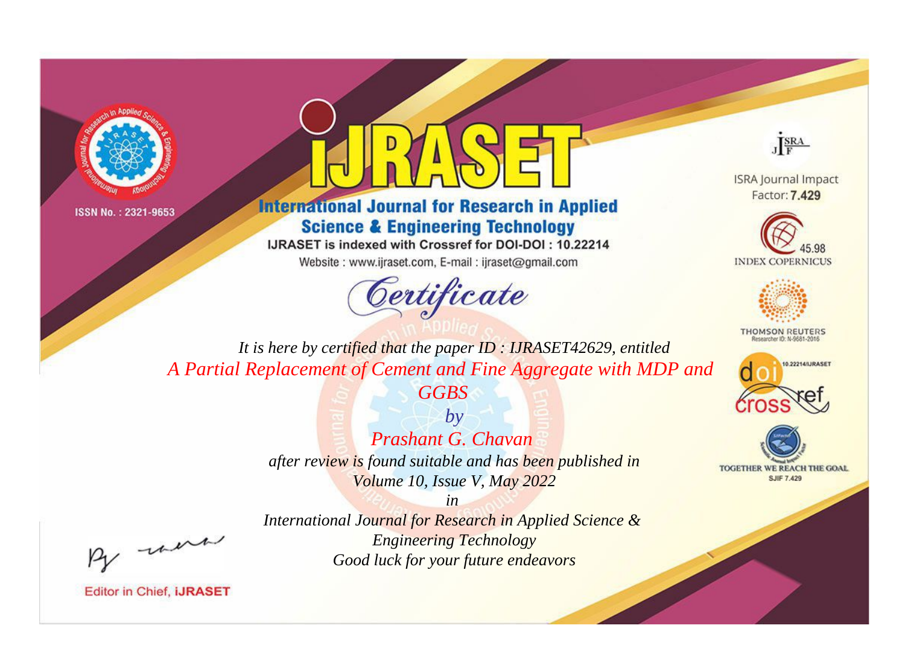ISSN No. : 2321-9653

# iJRASET

## International Journal for Research in Applied Science & Engineering Technology

IJRASET is indexed with Crossref for DOI-DOI : 10.22214

Website : www.ijraset.com, E-mail : ijraset@gmail.com

ISRA Journal Impact Factor: **7.429**

45.98 INDEX COPERNICUS

THOMSON REUTERS Researcher ID: N-9681-2016

10.22214/IJRASET

TOGETHER WE REACH THE GOAL SJIF 7.429

*Certificate*

*It is here by certified that the paper ID : IJRASET42629, entitled*

*A Partial Replacement of Cement and Fine Aggregate with MDP and GGBS*

*by*

*Prashant G. Chavan*

*after review is found suitable and has been published in*

*Volume 10, Issue V, May 2022*

*in*

*International Journal for Research in Applied Science & Engineering Technology*

*Good luck for your future endeavors*

Editor in Chief, **iJRASET**